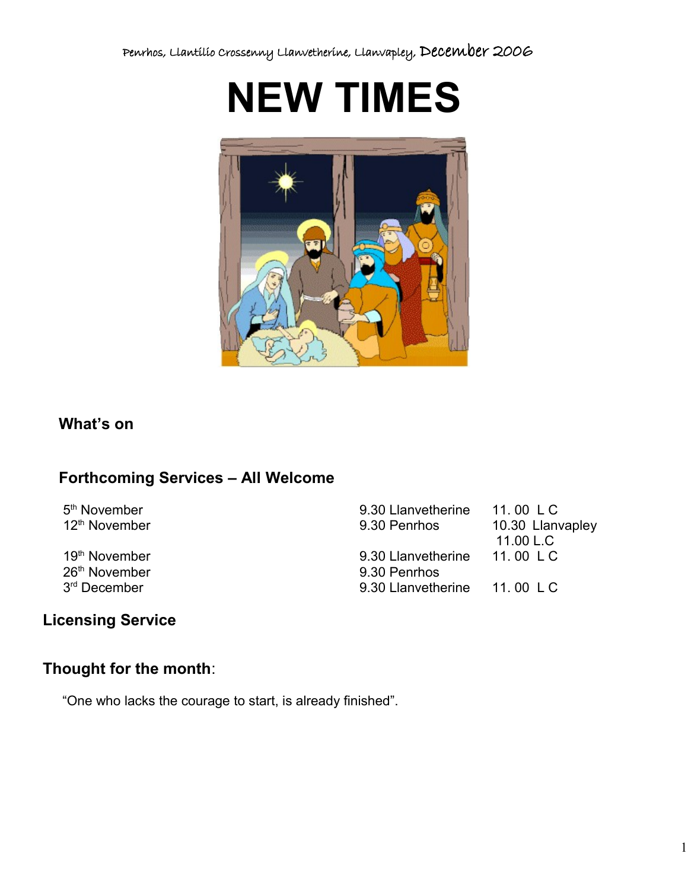Penrhos, Llantilio Crossenny Llanvetherine, Llanvapley, December 2006

# NEW TIMES

## What's on

## Forthcoming Services – All Welcome

| | | |
|---|---|---|
| 5th November | 9.30 Llanvetherine | 11. 00 L C |
| 12th November | 9.30 Penrhos | 10.30 Llanvapley<br>11.00 L.C |
| 19th November | 9.30 Llanvetherine | 11. 00 L C |
| 26th November | 9.30 Penrhos | |
| 3rd December | 9.30 Llanvetherine | 11. 00 L C |

## Licensing Service

## Thought for the month:

"One who lacks the courage to start, is already finished".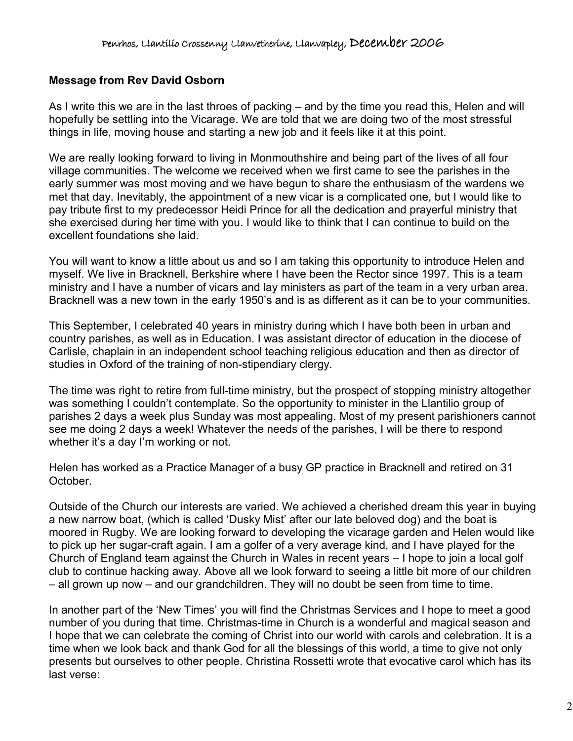**Message from Rev David Osborn**

As I write this we are in the last throes of packing – and by the time you read this, Helen and will hopefully be settling into the Vicarage. We are told that we are doing two of the most stressful things in life, moving house and starting a new job and it feels like it at this point.

We are really looking forward to living in Monmouthshire and being part of the lives of all four village communities. The welcome we received when we first came to see the parishes in the early summer was most moving and we have begun to share the enthusiasm of the wardens we met that day. Inevitably, the appointment of a new vicar is a complicated one, but I would like to pay tribute first to my predecessor Heidi Prince for all the dedication and prayerful ministry that she exercised during her time with you. I would like to think that I can continue to build on the excellent foundations she laid.

You will want to know a little about us and so I am taking this opportunity to introduce Helen and myself. We live in Bracknell, Berkshire where I have been the Rector since 1997. This is a team ministry and I have a number of vicars and lay ministers as part of the team in a very urban area. Bracknell was a new town in the early 1950's and is as different as it can be to your communities.

This September, I celebrated 40 years in ministry during which I have both been in urban and country parishes, as well as in Education. I was assistant director of education in the diocese of Carlisle, chaplain in an independent school teaching religious education and then as director of studies in Oxford of the training of non-stipendiary clergy.

The time was right to retire from full-time ministry, but the prospect of stopping ministry altogether was something I couldn't contemplate. So the opportunity to minister in the Llantilio group of parishes 2 days a week plus Sunday was most appealing. Most of my present parishioners cannot see me doing 2 days a week! Whatever the needs of the parishes, I will be there to respond whether it's a day I'm working or not.

Helen has worked as a Practice Manager of a busy GP practice in Bracknell and retired on 31 October.

Outside of the Church our interests are varied. We achieved a cherished dream this year in buying a new narrow boat, (which is called 'Dusky Mist' after our late beloved dog) and the boat is moored in Rugby. We are looking forward to developing the vicarage garden and Helen would like to pick up her sugar-craft again. I am a golfer of a very average kind, and I have played for the Church of England team against the Church in Wales in recent years – I hope to join a local golf club to continue hacking away. Above all we look forward to seeing a little bit more of our children – all grown up now – and our grandchildren. They will no doubt be seen from time to time.

In another part of the 'New Times' you will find the Christmas Services and I hope to meet a good number of you during that time. Christmas-time in Church is a wonderful and magical season and I hope that we can celebrate the coming of Christ into our world with carols and celebration. It is a time when we look back and thank God for all the blessings of this world, a time to give not only presents but ourselves to other people. Christina Rossetti wrote that evocative carol which has its last verse: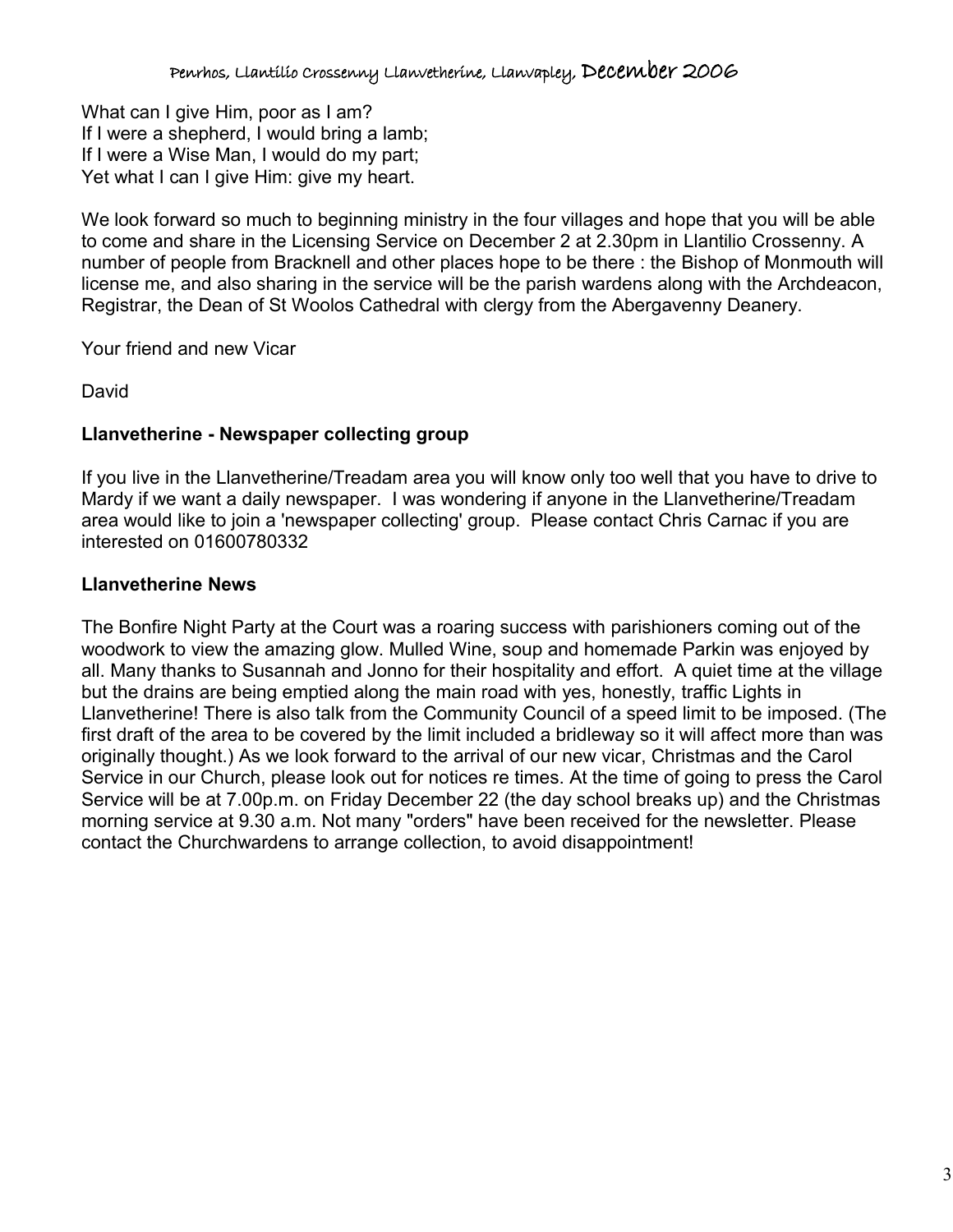What can I give Him, poor as I am?
If I were a shepherd, I would bring a lamb;
If I were a Wise Man, I would do my part;
Yet what I can I give Him: give my heart.

We look forward so much to beginning ministry in the four villages and hope that you will be able to come and share in the Licensing Service on December 2 at 2.30pm in Llantilio Crossenny. A number of people from Bracknell and other places hope to be there : the Bishop of Monmouth will license me, and also sharing in the service will be the parish wardens along with the Archdeacon, Registrar, the Dean of St Woolos Cathedral with clergy from the Abergavenny Deanery.

Your friend and new Vicar

David

**Llanvetherine - Newspaper collecting group**

If you live in the Llanvetherine/Treadam area you will know only too well that you have to drive to Mardy if we want a daily newspaper. I was wondering if anyone in the Llanvetherine/Treadam area would like to join a 'newspaper collecting' group. Please contact Chris Carnac if you are interested on 01600780332

**Llanvetherine News**

The Bonfire Night Party at the Court was a roaring success with parishioners coming out of the woodwork to view the amazing glow. Mulled Wine, soup and homemade Parkin was enjoyed by all. Many thanks to Susannah and Jonno for their hospitality and effort. A quiet time at the village but the drains are being emptied along the main road with yes, honestly, traffic Lights in Llanvetherine! There is also talk from the Community Council of a speed limit to be imposed. (The first draft of the area to be covered by the limit included a bridleway so it will affect more than was originally thought.) As we look forward to the arrival of our new vicar, Christmas and the Carol Service in our Church, please look out for notices re times. At the time of going to press the Carol Service will be at 7.00p.m. on Friday December 22 (the day school breaks up) and the Christmas morning service at 9.30 a.m. Not many "orders" have been received for the newsletter. Please contact the Churchwardens to arrange collection, to avoid disappointment!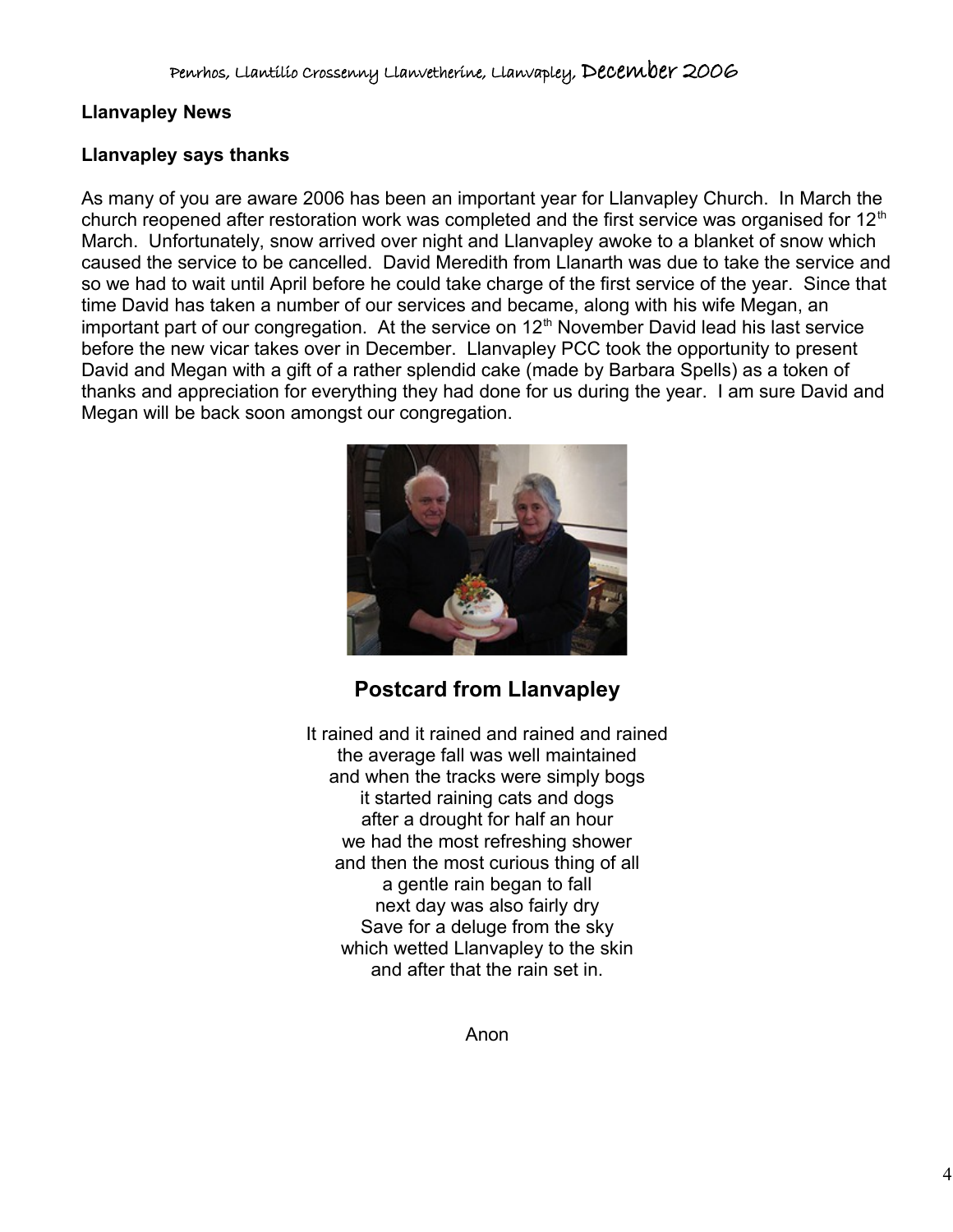**Llanvapley News**

**Llanvapley says thanks**

As many of you are aware 2006 has been an important year for Llanvapley Church. In March the church reopened after restoration work was completed and the first service was organised for 12th March. Unfortunately, snow arrived over night and Llanvapley awoke to a blanket of snow which caused the service to be cancelled. David Meredith from Llanarth was due to take the service and so we had to wait until April before he could take charge of the first service of the year. Since that time David has taken a number of our services and became, along with his wife Megan, an important part of our congregation. At the service on 12th November David lead his last service before the new vicar takes over in December. Llanvapley PCC took the opportunity to present David and Megan with a gift of a rather splendid cake (made by Barbara Spells) as a token of thanks and appreciation for everything they had done for us during the year. I am sure David and Megan will be back soon amongst our congregation.

## Postcard from Llanvapley

It rained and it rained and rained and rained
the average fall was well maintained
and when the tracks were simply bogs
it started raining cats and dogs
after a drought for half an hour
we had the most refreshing shower
and then the most curious thing of all
a gentle rain began to fall
next day was also fairly dry
Save for a deluge from the sky
which wetted Llanvapley to the skin
and after that the rain set in.

Anon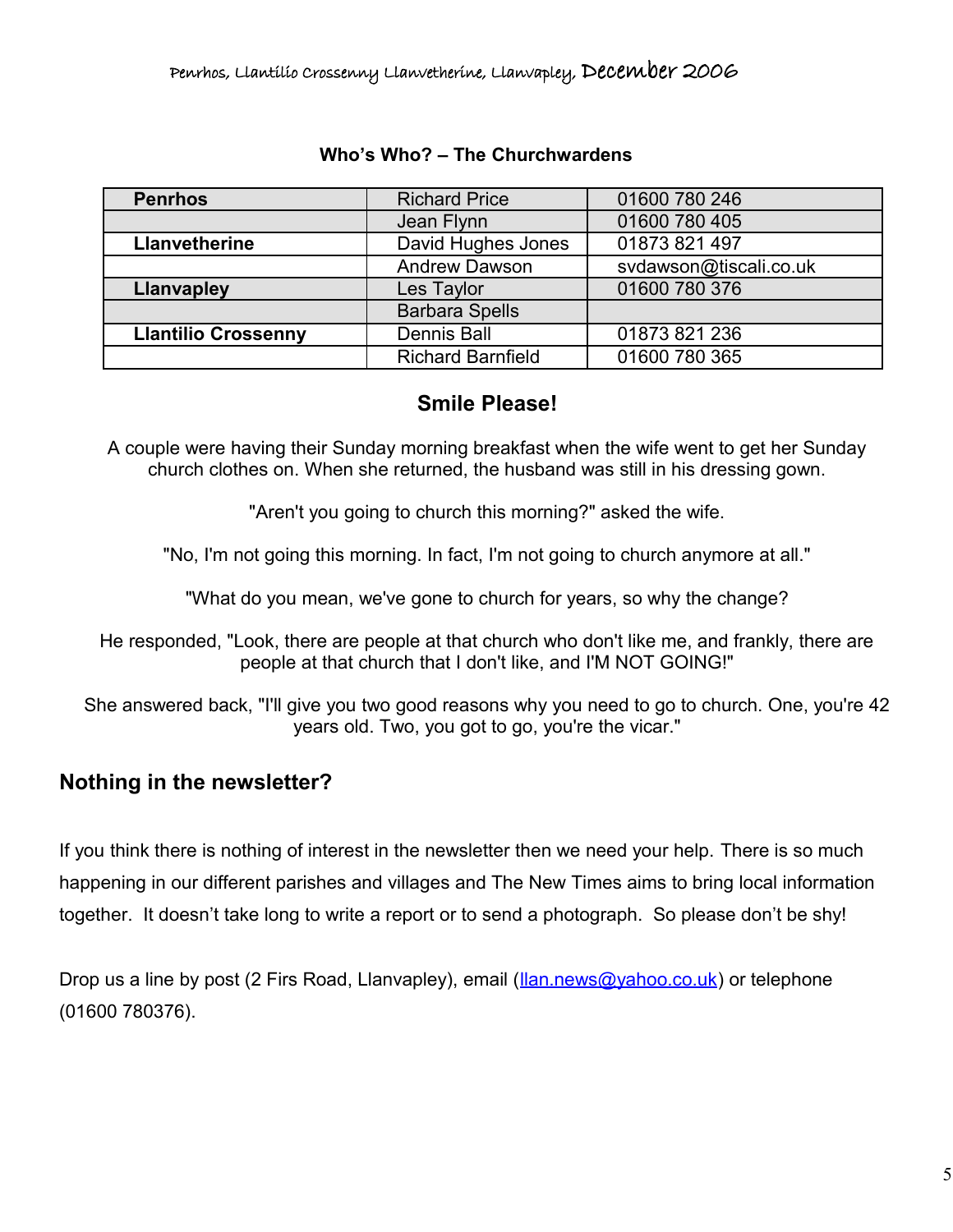### Who's Who? – The Churchwardens

| | | |
|---|---|---|
| **Penrhos** | Richard Price | 01600 780 246 |
| | Jean Flynn | 01600 780 405 |
| **Llanvetherine** | David Hughes Jones | 01873 821 497 |
| | Andrew Dawson | svdawson@tiscali.co.uk |
| **Llanvapley** | Les Taylor | 01600 780 376 |
| | Barbara Spells | |
| **Llantilio Crossenny** | Dennis Ball | 01873 821 236 |
| | Richard Barnfield | 01600 780 365 |

### Smile Please!

A couple were having their Sunday morning breakfast when the wife went to get her Sunday church clothes on. When she returned, the husband was still in his dressing gown.

"Aren't you going to church this morning?" asked the wife.

"No, I'm not going this morning. In fact, I'm not going to church anymore at all."

"What do you mean, we've gone to church for years, so why the change?

He responded, "Look, there are people at that church who don't like me, and frankly, there are people at that church that I don't like, and I'M NOT GOING!"

She answered back, "I'll give you two good reasons why you need to go to church. One, you're 42 years old. Two, you got to go, you're the vicar."

## Nothing in the newsletter?

If you think there is nothing of interest in the newsletter then we need your help. There is so much happening in our different parishes and villages and The New Times aims to bring local information together. It doesn't take long to write a report or to send a photograph. So please don't be shy!

Drop us a line by post (2 Firs Road, Llanvapley), email (llan.news@yahoo.co.uk) or telephone (01600 780376).